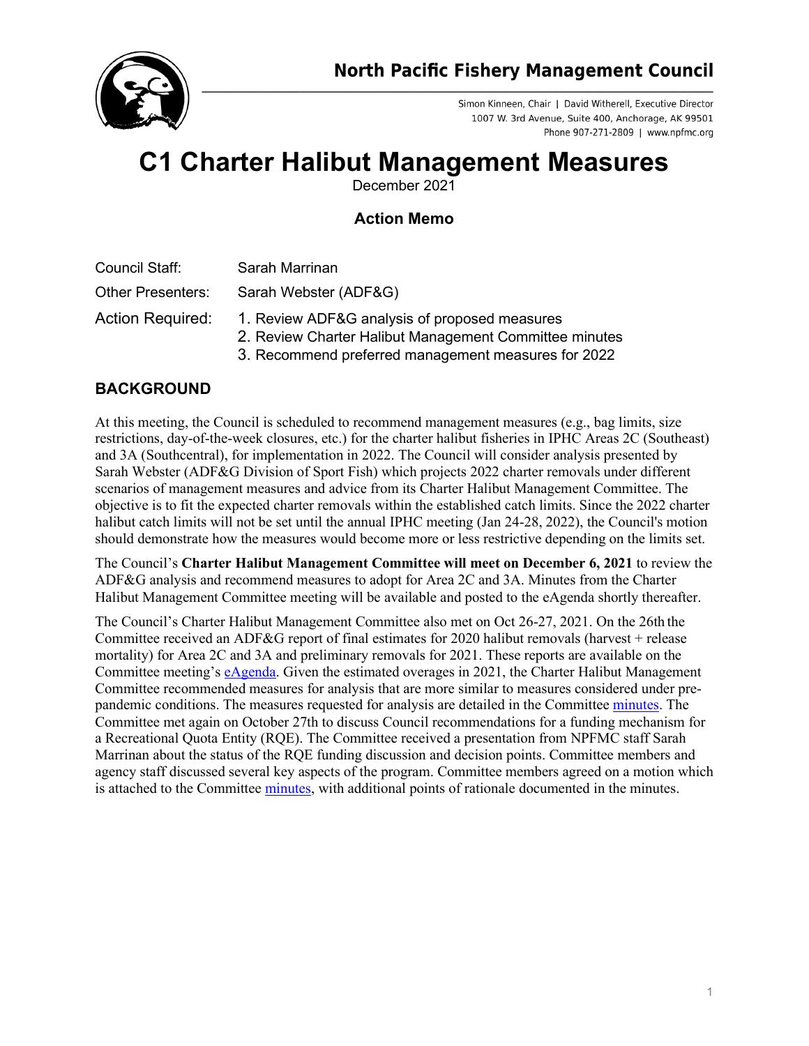# North Pacific Fishery Management Council

Simon Kinneen, Chair | David Witherell, Executive Director
1007 W. 3rd Avenue, Suite 400, Anchorage, AK 99501
Phone 907-271-2809 | www.npfmc.org

# C1 Charter Halibut Management Measures

December 2021

## Action Memo

| | |
|---|---|
| Council Staff: | Sarah Marrinan |
| Other Presenters: | Sarah Webster (ADF&G) |
| Action Required: | 1. Review ADF&G analysis of proposed measures<br>2. Review Charter Halibut Management Committee minutes<br>3. Recommend preferred management measures for 2022 |

## BACKGROUND

At this meeting, the Council is scheduled to recommend management measures (e.g., bag limits, size restrictions, day-of-the-week closures, etc.) for the charter halibut fisheries in IPHC Areas 2C (Southeast) and 3A (Southcentral), for implementation in 2022. The Council will consider analysis presented by Sarah Webster (ADF&G Division of Sport Fish) which projects 2022 charter removals under different scenarios of management measures and advice from its Charter Halibut Management Committee. The objective is to fit the expected charter removals within the established catch limits. Since the 2022 charter halibut catch limits will not be set until the annual IPHC meeting (Jan 24-28, 2022), the Council's motion should demonstrate how the measures would become more or less restrictive depending on the limits set.

The Council's **Charter Halibut Management Committee will meet on December 6, 2021** to review the ADF&G analysis and recommend measures to adopt for Area 2C and 3A. Minutes from the Charter Halibut Management Committee meeting will be available and posted to the eAgenda shortly thereafter.

The Council's Charter Halibut Management Committee also met on Oct 26-27, 2021. On the 26th the Committee received an ADF&G report of final estimates for 2020 halibut removals (harvest + release mortality) for Area 2C and 3A and preliminary removals for 2021. These reports are available on the Committee meeting's eAgenda. Given the estimated overages in 2021, the Charter Halibut Management Committee recommended measures for analysis that are more similar to measures considered under pre-pandemic conditions. The measures requested for analysis are detailed in the Committee minutes. The Committee met again on October 27th to discuss Council recommendations for a funding mechanism for a Recreational Quota Entity (RQE). The Committee received a presentation from NPFMC staff Sarah Marrinan about the status of the RQE funding discussion and decision points. Committee members and agency staff discussed several key aspects of the program. Committee members agreed on a motion which is attached to the Committee minutes, with additional points of rationale documented in the minutes.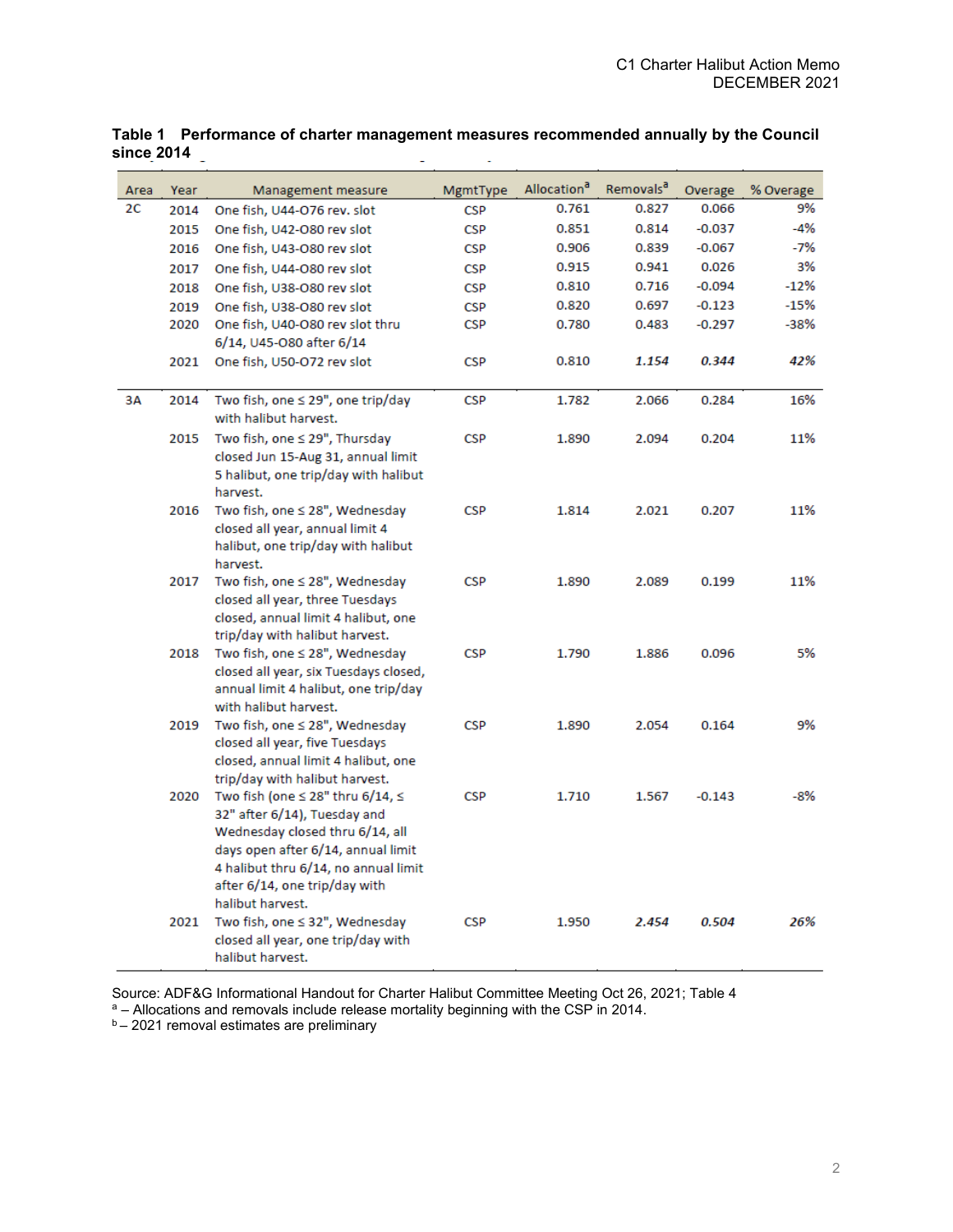**Table 1 Performance of charter management measures recommended annually by the Council since 2014**

| Area | Year | Management measure | MgmtType | Allocation[a] | Removals[a] | Overage | % Overage |
|---|---|---|---|---|---|---|---|
| 2C | 2014 | One fish, U44-O76 rev. slot | CSP | 0.761 | 0.827 | 0.066 | 9% |
| | 2015 | One fish, U42-O80 rev slot | CSP | 0.851 | 0.814 | -0.037 | -4% |
| | 2016 | One fish, U43-O80 rev slot | CSP | 0.906 | 0.839 | -0.067 | -7% |
| | 2017 | One fish, U44-O80 rev slot | CSP | 0.915 | 0.941 | 0.026 | 3% |
| | 2018 | One fish, U38-O80 rev slot | CSP | 0.810 | 0.716 | -0.094 | -12% |
| | 2019 | One fish, U38-O80 rev slot | CSP | 0.820 | 0.697 | -0.123 | -15% |
| | 2020 | One fish, U40-O80 rev slot thru 6/14, U45-O80 after 6/14 | CSP | 0.780 | 0.483 | -0.297 | -38% |
| | 2021 | One fish, U50-O72 rev slot | CSP | 0.810 | *1.154* | *0.344* | *42%* |
| 3A | 2014 | Two fish, one ≤ 29", one trip/day with halibut harvest. | CSP | 1.782 | 2.066 | 0.284 | 16% |
| | 2015 | Two fish, one ≤ 29", Thursday closed Jun 15-Aug 31, annual limit 5 halibut, one trip/day with halibut harvest. | CSP | 1.890 | 2.094 | 0.204 | 11% |
| | 2016 | Two fish, one ≤ 28", Wednesday closed all year, annual limit 4 halibut, one trip/day with halibut harvest. | CSP | 1.814 | 2.021 | 0.207 | 11% |
| | 2017 | Two fish, one ≤ 28", Wednesday closed all year, three Tuesdays closed, annual limit 4 halibut, one trip/day with halibut harvest. | CSP | 1.890 | 2.089 | 0.199 | 11% |
| | 2018 | Two fish, one ≤ 28", Wednesday closed all year, six Tuesdays closed, annual limit 4 halibut, one trip/day with halibut harvest. | CSP | 1.790 | 1.886 | 0.096 | 5% |
| | 2019 | Two fish, one ≤ 28", Wednesday closed all year, five Tuesdays closed, annual limit 4 halibut, one trip/day with halibut harvest. | CSP | 1.890 | 2.054 | 0.164 | 9% |
| | 2020 | Two fish (one ≤ 28" thru 6/14, ≤ 32" after 6/14), Tuesday and Wednesday closed thru 6/14, all days open after 6/14, annual limit 4 halibut thru 6/14, no annual limit after 6/14, one trip/day with halibut harvest. | CSP | 1.710 | 1.567 | -0.143 | -8% |
| | 2021 | Two fish, one ≤ 32", Wednesday closed all year, one trip/day with halibut harvest. | CSP | 1.950 | *2.454* | *0.504* | *26%* |

Source: ADF&G Informational Handout for Charter Halibut Committee Meeting Oct 26, 2021; Table 4

[a] – Allocations and removals include release mortality beginning with the CSP in 2014.

[b] – 2021 removal estimates are preliminary